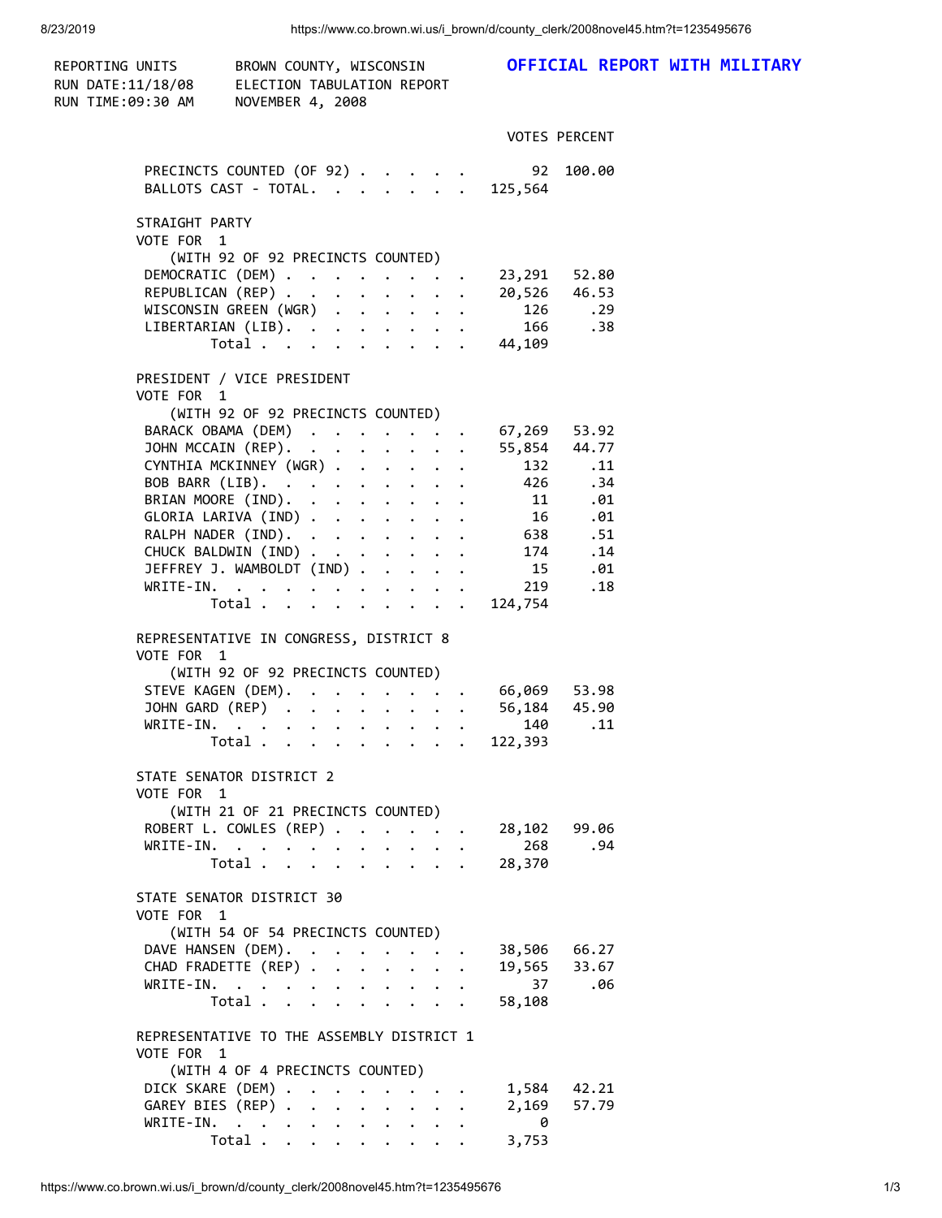REPORTING UNITS BROWN COUNTY, WISCONSIN **OFFICIAL REPORT WITH MILITARY**
RUN DATE:11/18/08 ELECTION TABULATION REPORT
RUN TIME:09:30 AM NOVEMBER 4, 2008

| | VOTES | PERCENT |
|---|---|---|
| PRECINCTS COUNTED (OF 92) | 92 | 100.00 |
| BALLOTS CAST - TOTAL. | 125,564 | |

### STRAIGHT PARTY
VOTE FOR 1
(WITH 92 OF 92 PRECINCTS COUNTED)

| | VOTES | PERCENT |
|---|---|---|
| DEMOCRATIC (DEM) | 23,291 | 52.80 |
| REPUBLICAN (REP) | 20,526 | 46.53 |
| WISCONSIN GREEN (WGR) | 126 | .29 |
| LIBERTARIAN (LIB). | 166 | .38 |
| Total | 44,109 | |

### PRESIDENT / VICE PRESIDENT
VOTE FOR 1
(WITH 92 OF 92 PRECINCTS COUNTED)

| | VOTES | PERCENT |
|---|---|---|
| BARACK OBAMA (DEM) | 67,269 | 53.92 |
| JOHN MCCAIN (REP). | 55,854 | 44.77 |
| CYNTHIA MCKINNEY (WGR) | 132 | .11 |
| BOB BARR (LIB). | 426 | .34 |
| BRIAN MOORE (IND). | 11 | .01 |
| GLORIA LARIVA (IND) | 16 | .01 |
| RALPH NADER (IND). | 638 | .51 |
| CHUCK BALDWIN (IND) | 174 | .14 |
| JEFFREY J. WAMBOLDT (IND) | 15 | .01 |
| WRITE-IN. | 219 | .18 |
| Total | 124,754 | |

### REPRESENTATIVE IN CONGRESS, DISTRICT 8
VOTE FOR 1
(WITH 92 OF 92 PRECINCTS COUNTED)

| | VOTES | PERCENT |
|---|---|---|
| STEVE KAGEN (DEM). | 66,069 | 53.98 |
| JOHN GARD (REP) | 56,184 | 45.90 |
| WRITE-IN. | 140 | .11 |
| Total | 122,393 | |

### STATE SENATOR DISTRICT 2
VOTE FOR 1
(WITH 21 OF 21 PRECINCTS COUNTED)

| | VOTES | PERCENT |
|---|---|---|
| ROBERT L. COWLES (REP) | 28,102 | 99.06 |
| WRITE-IN. | 268 | .94 |
| Total | 28,370 | |

### STATE SENATOR DISTRICT 30
VOTE FOR 1
(WITH 54 OF 54 PRECINCTS COUNTED)

| | VOTES | PERCENT |
|---|---|---|
| DAVE HANSEN (DEM). | 38,506 | 66.27 |
| CHAD FRADETTE (REP) | 19,565 | 33.67 |
| WRITE-IN. | 37 | .06 |
| Total | 58,108 | |

### REPRESENTATIVE TO THE ASSEMBLY DISTRICT 1
VOTE FOR 1
(WITH 4 OF 4 PRECINCTS COUNTED)

| | VOTES | PERCENT |
|---|---|---|
| DICK SKARE (DEM) | 1,584 | 42.21 |
| GAREY BIES (REP) | 2,169 | 57.79 |
| WRITE-IN. | 0 | |
| Total | 3,753 | |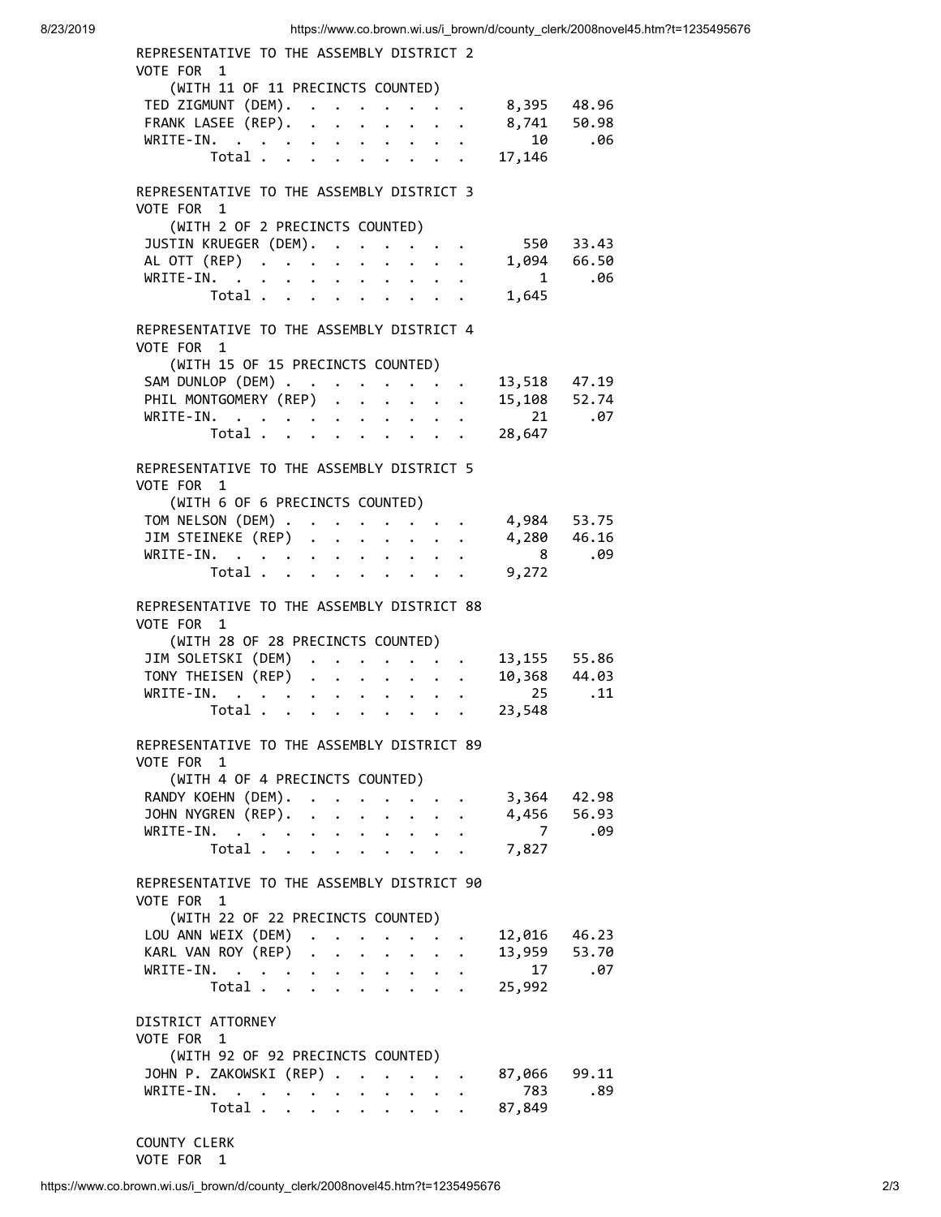## REPRESENTATIVE TO THE ASSEMBLY DISTRICT 2

VOTE FOR 1

(WITH 11 OF 11 PRECINCTS COUNTED)

| Candidate | Votes | Percent |
|---|---|---|
| TED ZIGMUNT (DEM) | 8,395 | 48.96 |
| FRANK LASEE (REP) | 8,741 | 50.98 |
| WRITE-IN | 10 | .06 |
| Total | 17,146 | |

## REPRESENTATIVE TO THE ASSEMBLY DISTRICT 3

VOTE FOR 1

(WITH 2 OF 2 PRECINCTS COUNTED)

| Candidate | Votes | Percent |
|---|---|---|
| JUSTIN KRUEGER (DEM) | 550 | 33.43 |
| AL OTT (REP) | 1,094 | 66.50 |
| WRITE-IN | 1 | .06 |
| Total | 1,645 | |

## REPRESENTATIVE TO THE ASSEMBLY DISTRICT 4

VOTE FOR 1

(WITH 15 OF 15 PRECINCTS COUNTED)

| Candidate | Votes | Percent |
|---|---|---|
| SAM DUNLOP (DEM) | 13,518 | 47.19 |
| PHIL MONTGOMERY (REP) | 15,108 | 52.74 |
| WRITE-IN | 21 | .07 |
| Total | 28,647 | |

## REPRESENTATIVE TO THE ASSEMBLY DISTRICT 5

VOTE FOR 1

(WITH 6 OF 6 PRECINCTS COUNTED)

| Candidate | Votes | Percent |
|---|---|---|
| TOM NELSON (DEM) | 4,984 | 53.75 |
| JIM STEINEKE (REP) | 4,280 | 46.16 |
| WRITE-IN | 8 | .09 |
| Total | 9,272 | |

## REPRESENTATIVE TO THE ASSEMBLY DISTRICT 88

VOTE FOR 1

(WITH 28 OF 28 PRECINCTS COUNTED)

| Candidate | Votes | Percent |
|---|---|---|
| JIM SOLETSKI (DEM) | 13,155 | 55.86 |
| TONY THEISEN (REP) | 10,368 | 44.03 |
| WRITE-IN | 25 | .11 |
| Total | 23,548 | |

## REPRESENTATIVE TO THE ASSEMBLY DISTRICT 89

VOTE FOR 1

(WITH 4 OF 4 PRECINCTS COUNTED)

| Candidate | Votes | Percent |
|---|---|---|
| RANDY KOEHN (DEM) | 3,364 | 42.98 |
| JOHN NYGREN (REP) | 4,456 | 56.93 |
| WRITE-IN | 7 | .09 |
| Total | 7,827 | |

## REPRESENTATIVE TO THE ASSEMBLY DISTRICT 90

VOTE FOR 1

(WITH 22 OF 22 PRECINCTS COUNTED)

| Candidate | Votes | Percent |
|---|---|---|
| LOU ANN WEIX (DEM) | 12,016 | 46.23 |
| KARL VAN ROY (REP) | 13,959 | 53.70 |
| WRITE-IN | 17 | .07 |
| Total | 25,992 | |

## DISTRICT ATTORNEY

VOTE FOR 1

(WITH 92 OF 92 PRECINCTS COUNTED)

| Candidate | Votes | Percent |
|---|---|---|
| JOHN P. ZAKOWSKI (REP) | 87,066 | 99.11 |
| WRITE-IN | 783 | .89 |
| Total | 87,849 | |

## COUNTY CLERK

VOTE FOR 1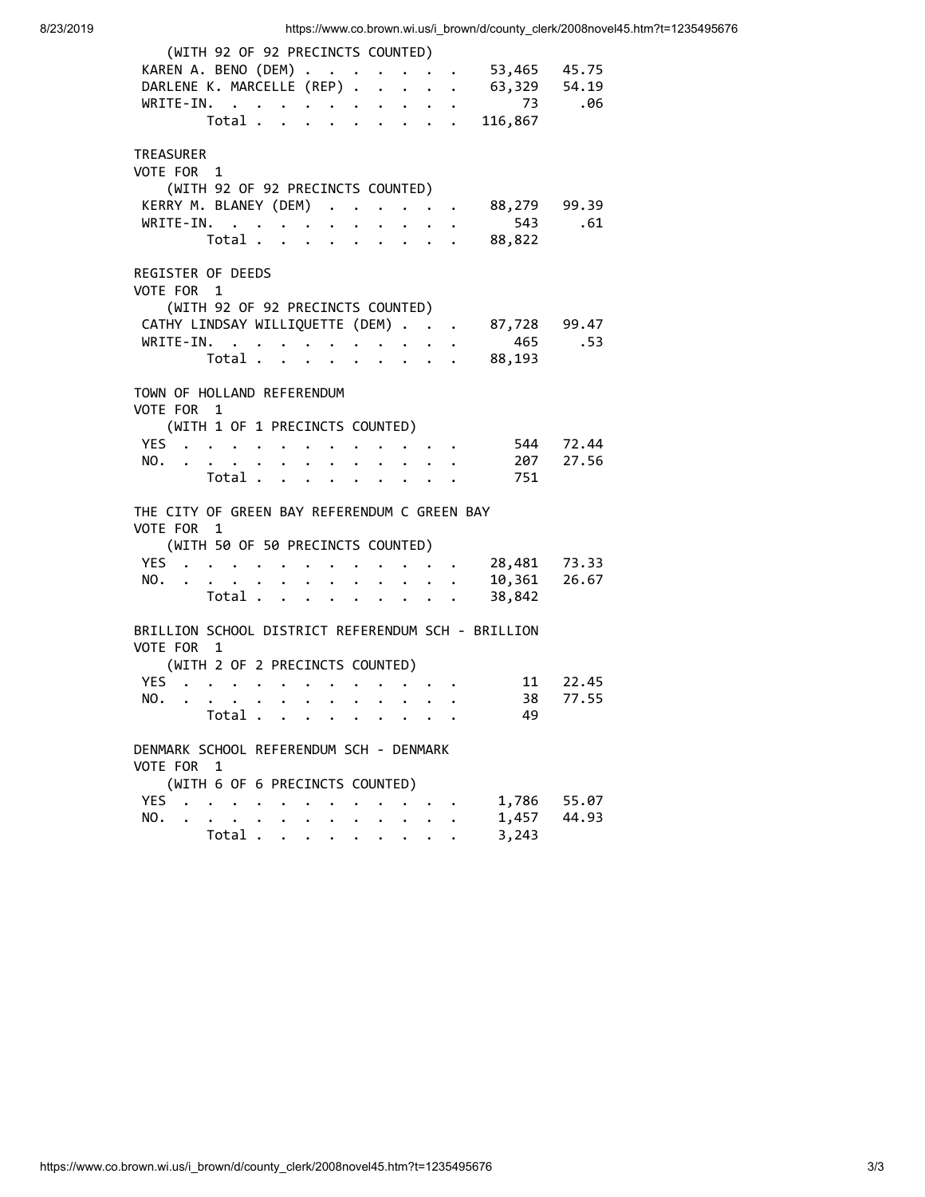(WITH 92 OF 92 PRECINCTS COUNTED)

| | | |
|---|---|---|
| KAREN A. BENO (DEM) | 53,465 | 45.75 |
| DARLENE K. MARCELLE (REP) | 63,329 | 54.19 |
| WRITE-IN. | 73 | .06 |
| Total | 116,867 | |

TREASURER
VOTE FOR 1
(WITH 92 OF 92 PRECINCTS COUNTED)

| | | |
|---|---|---|
| KERRY M. BLANEY (DEM) | 88,279 | 99.39 |
| WRITE-IN. | 543 | .61 |
| Total | 88,822 | |

REGISTER OF DEEDS
VOTE FOR 1
(WITH 92 OF 92 PRECINCTS COUNTED)

| | | |
|---|---|---|
| CATHY LINDSAY WILLIQUETTE (DEM) | 87,728 | 99.47 |
| WRITE-IN. | 465 | .53 |
| Total | 88,193 | |

TOWN OF HOLLAND REFERENDUM
VOTE FOR 1
(WITH 1 OF 1 PRECINCTS COUNTED)

| | | |
|---|---|---|
| YES | 544 | 72.44 |
| NO. | 207 | 27.56 |
| Total | 751 | |

THE CITY OF GREEN BAY REFERENDUM C GREEN BAY
VOTE FOR 1
(WITH 50 OF 50 PRECINCTS COUNTED)

| | | |
|---|---|---|
| YES | 28,481 | 73.33 |
| NO. | 10,361 | 26.67 |
| Total | 38,842 | |

BRILLION SCHOOL DISTRICT REFERENDUM SCH - BRILLION
VOTE FOR 1
(WITH 2 OF 2 PRECINCTS COUNTED)

| | | |
|---|---|---|
| YES | 11 | 22.45 |
| NO. | 38 | 77.55 |
| Total | 49 | |

DENMARK SCHOOL REFERENDUM SCH - DENMARK
VOTE FOR 1
(WITH 6 OF 6 PRECINCTS COUNTED)

| | | |
|---|---|---|
| YES | 1,786 | 55.07 |
| NO. | 1,457 | 44.93 |
| Total | 3,243 | |